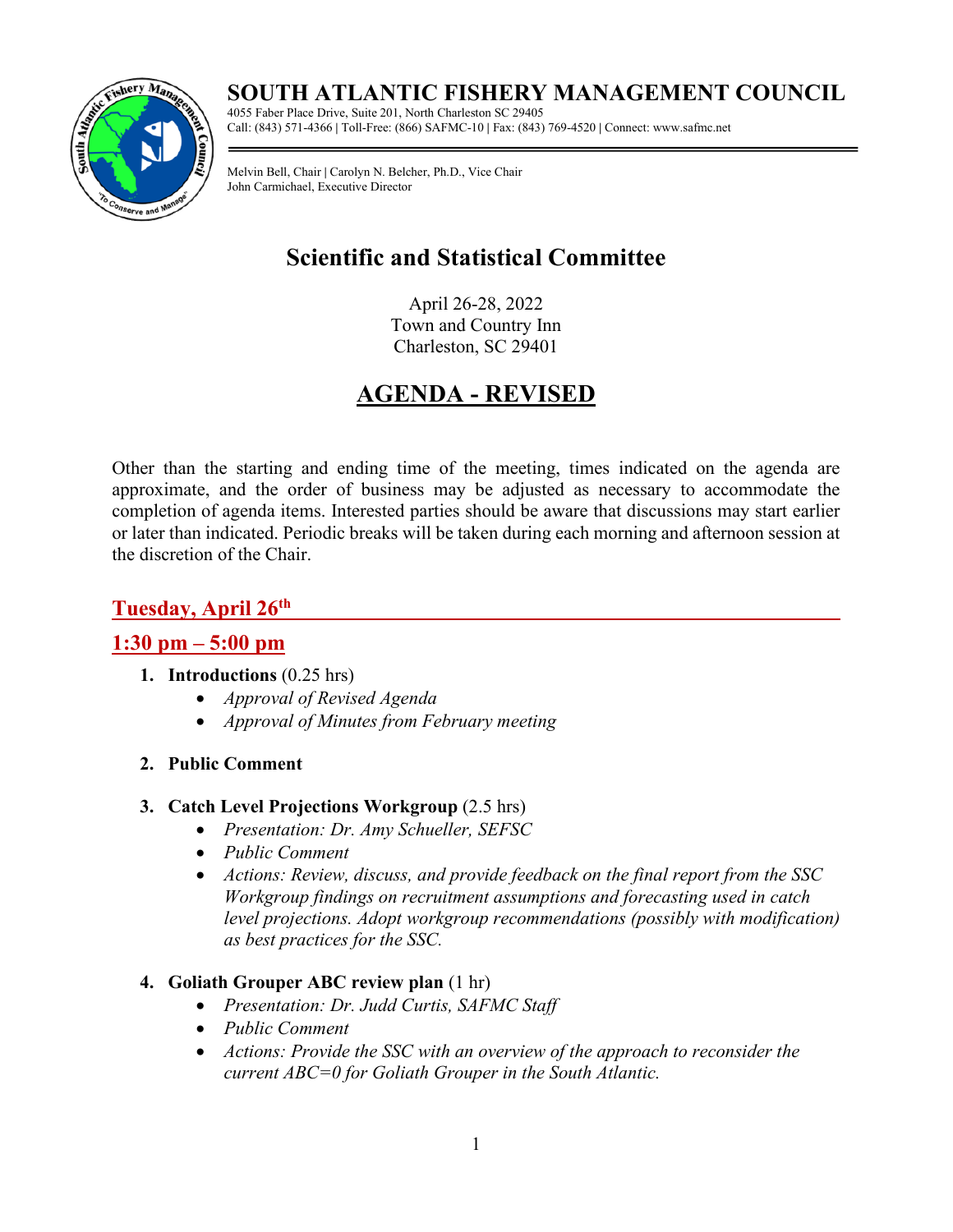# SOUTH ATLANTIC FISHERY MANAGEMENT COUNCIL

4055 Faber Place Drive, Suite 201, North Charleston SC 29405
Call: (843) 571-4366 | Toll-Free: (866) SAFMC-10 | Fax: (843) 769-4520 | Connect: www.safmc.net

Melvin Bell, Chair | Carolyn N. Belcher, Ph.D., Vice Chair
John Carmichael, Executive Director

## Scientific and Statistical Committee

April 26-28, 2022
Town and Country Inn
Charleston, SC 29401

## AGENDA - REVISED

Other than the starting and ending time of the meeting, times indicated on the agenda are approximate, and the order of business may be adjusted as necessary to accommodate the completion of agenda items. Interested parties should be aware that discussions may start earlier or later than indicated. Periodic breaks will be taken during each morning and afternoon session at the discretion of the Chair.

### Tuesday, April 26th

### 1:30 pm – 5:00 pm

1. **Introductions** (0.25 hrs)
   - *Approval of Revised Agenda*
   - *Approval of Minutes from February meeting*

2. **Public Comment**

3. **Catch Level Projections Workgroup** (2.5 hrs)
   - *Presentation: Dr. Amy Schueller, SEFSC*
   - *Public Comment*
   - *Actions: Review, discuss, and provide feedback on the final report from the SSC Workgroup findings on recruitment assumptions and forecasting used in catch level projections. Adopt workgroup recommendations (possibly with modification) as best practices for the SSC.*

4. **Goliath Grouper ABC review plan** (1 hr)
   - *Presentation: Dr. Judd Curtis, SAFMC Staff*
   - *Public Comment*
   - *Actions: Provide the SSC with an overview of the approach to reconsider the current ABC=0 for Goliath Grouper in the South Atlantic.*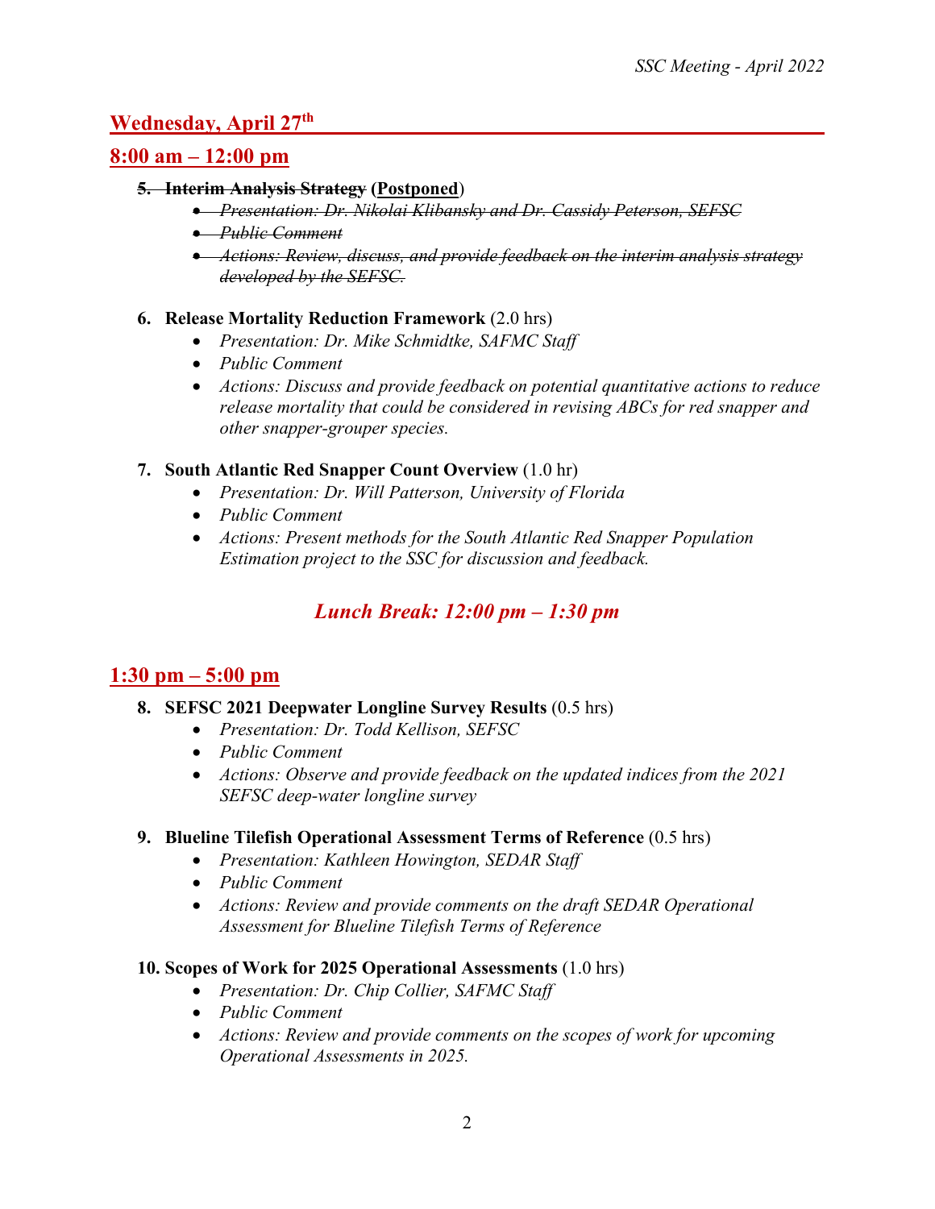## Wednesday, April 27th

### 8:00 am – 12:00 pm

5. ~~**Interim Analysis Strategy**~~ (**Postponed**)
   - ~~*Presentation: Dr. Nikolai Klibansky and Dr. Cassidy Peterson, SEFSC*~~
   - ~~*Public Comment*~~
   - ~~*Actions: Review, discuss, and provide feedback on the interim analysis strategy developed by the SEFSC.*~~

6. **Release Mortality Reduction Framework** (2.0 hrs)
   - *Presentation: Dr. Mike Schmidtke, SAFMC Staff*
   - *Public Comment*
   - *Actions: Discuss and provide feedback on potential quantitative actions to reduce release mortality that could be considered in revising ABCs for red snapper and other snapper-grouper species.*

7. **South Atlantic Red Snapper Count Overview** (1.0 hr)
   - *Presentation: Dr. Will Patterson, University of Florida*
   - *Public Comment*
   - *Actions: Present methods for the South Atlantic Red Snapper Population Estimation project to the SSC for discussion and feedback.*

*Lunch Break: 12:00 pm – 1:30 pm*

### 1:30 pm – 5:00 pm

8. **SEFSC 2021 Deepwater Longline Survey Results** (0.5 hrs)
   - *Presentation: Dr. Todd Kellison, SEFSC*
   - *Public Comment*
   - *Actions: Observe and provide feedback on the updated indices from the 2021 SEFSC deep-water longline survey*

9. **Blueline Tilefish Operational Assessment Terms of Reference** (0.5 hrs)
   - *Presentation: Kathleen Howington, SEDAR Staff*
   - *Public Comment*
   - *Actions: Review and provide comments on the draft SEDAR Operational Assessment for Blueline Tilefish Terms of Reference*

10. **Scopes of Work for 2025 Operational Assessments** (1.0 hrs)
    - *Presentation: Dr. Chip Collier, SAFMC Staff*
    - *Public Comment*
    - *Actions: Review and provide comments on the scopes of work for upcoming Operational Assessments in 2025.*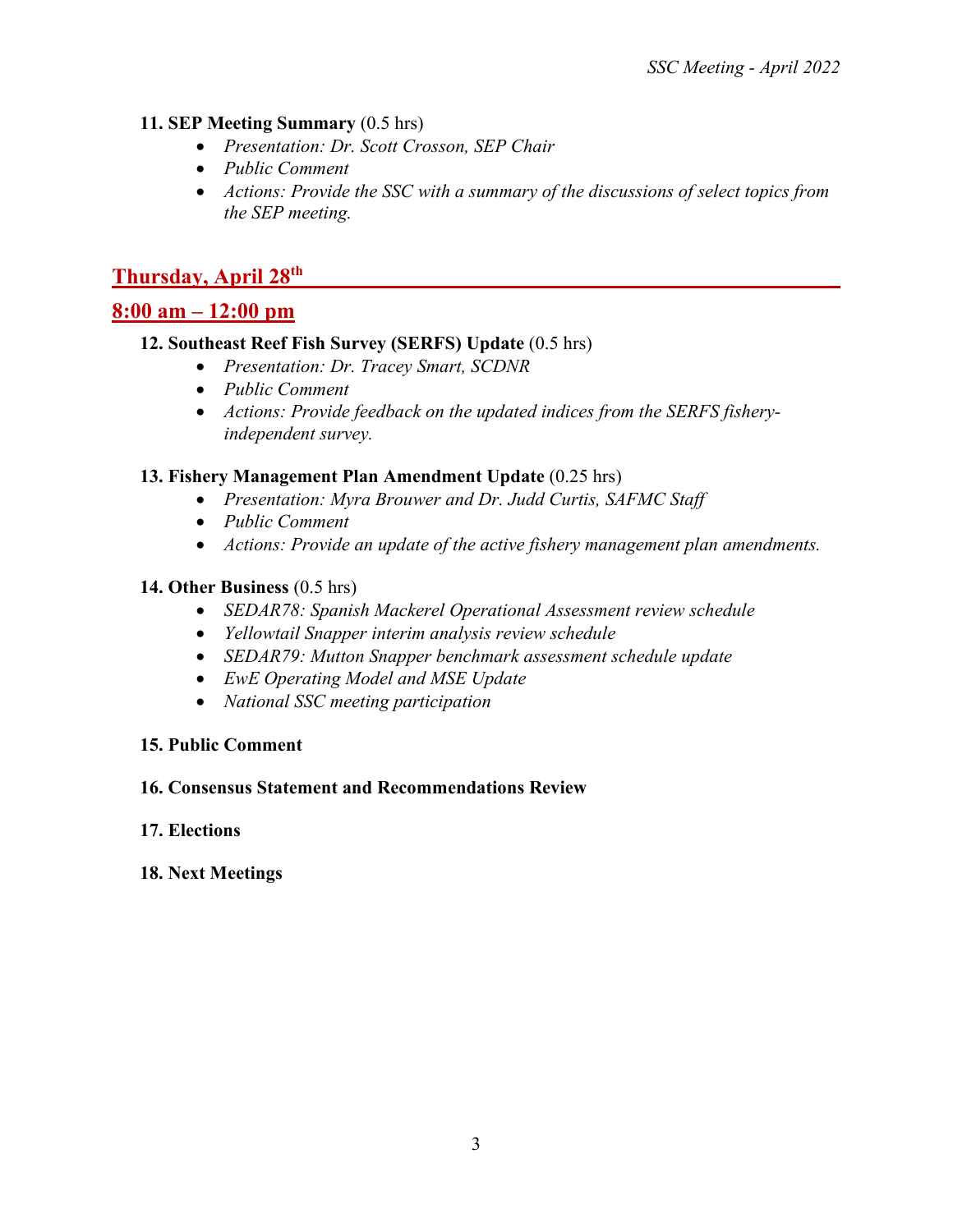**11. SEP Meeting Summary** (0.5 hrs)

- *Presentation: Dr. Scott Crosson, SEP Chair*
- *Public Comment*
- *Actions: Provide the SSC with a summary of the discussions of select topics from the SEP meeting.*

## Thursday, April 28th

## 8:00 am – 12:00 pm

**12. Southeast Reef Fish Survey (SERFS) Update** (0.5 hrs)

- *Presentation: Dr. Tracey Smart, SCDNR*
- *Public Comment*
- *Actions: Provide feedback on the updated indices from the SERFS fishery-independent survey.*

**13. Fishery Management Plan Amendment Update** (0.25 hrs)

- *Presentation: Myra Brouwer and Dr. Judd Curtis, SAFMC Staff*
- *Public Comment*
- *Actions: Provide an update of the active fishery management plan amendments.*

**14. Other Business** (0.5 hrs)

- *SEDAR78: Spanish Mackerel Operational Assessment review schedule*
- *Yellowtail Snapper interim analysis review schedule*
- *SEDAR79: Mutton Snapper benchmark assessment schedule update*
- *EwE Operating Model and MSE Update*
- *National SSC meeting participation*

**15. Public Comment**

**16. Consensus Statement and Recommendations Review**

**17. Elections**

**18. Next Meetings**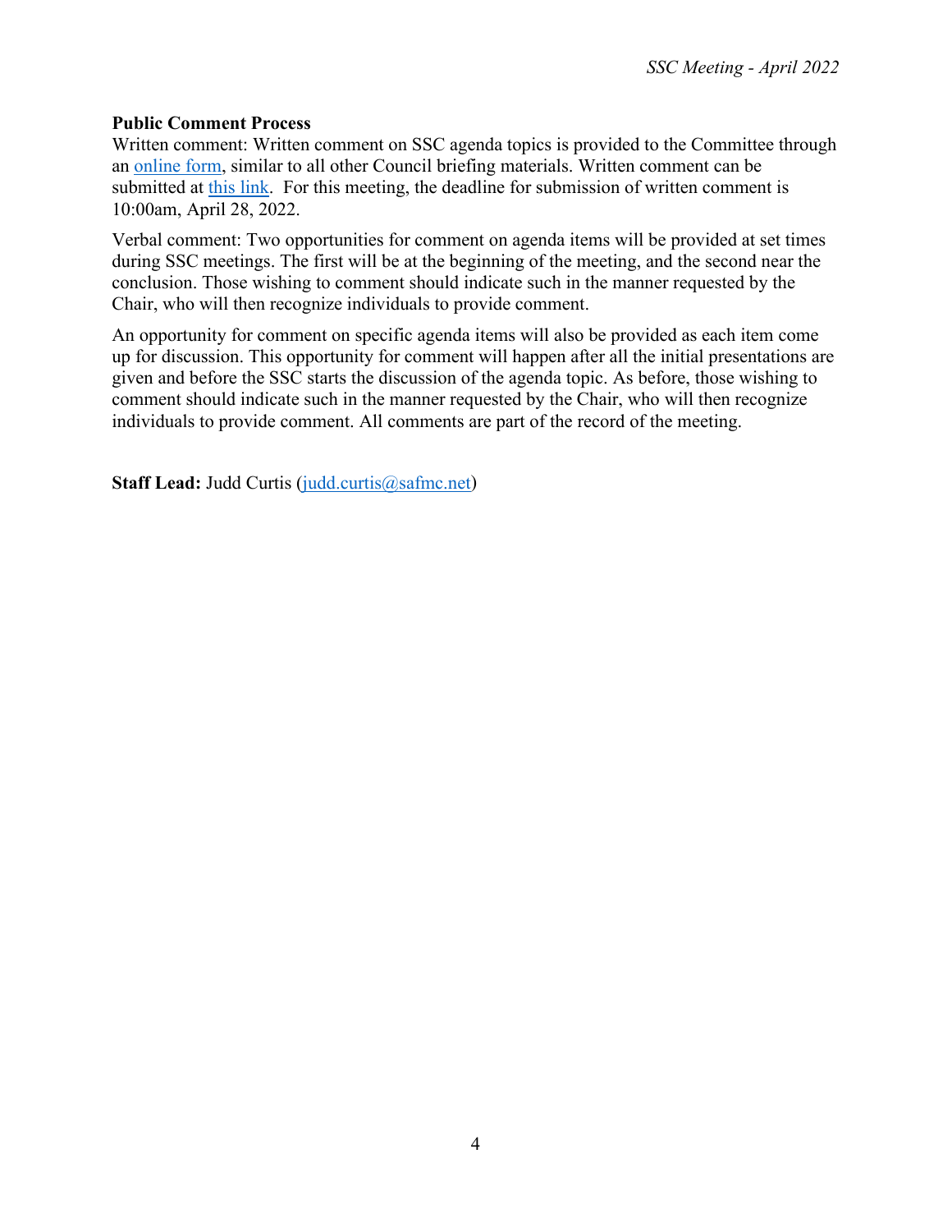**Public Comment Process**

Written comment: Written comment on SSC agenda topics is provided to the Committee through an online form, similar to all other Council briefing materials. Written comment can be submitted at this link. For this meeting, the deadline for submission of written comment is 10:00am, April 28, 2022.

Verbal comment: Two opportunities for comment on agenda items will be provided at set times during SSC meetings. The first will be at the beginning of the meeting, and the second near the conclusion. Those wishing to comment should indicate such in the manner requested by the Chair, who will then recognize individuals to provide comment.

An opportunity for comment on specific agenda items will also be provided as each item come up for discussion. This opportunity for comment will happen after all the initial presentations are given and before the SSC starts the discussion of the agenda topic. As before, those wishing to comment should indicate such in the manner requested by the Chair, who will then recognize individuals to provide comment. All comments are part of the record of the meeting.

**Staff Lead:** Judd Curtis (judd.curtis@safmc.net)